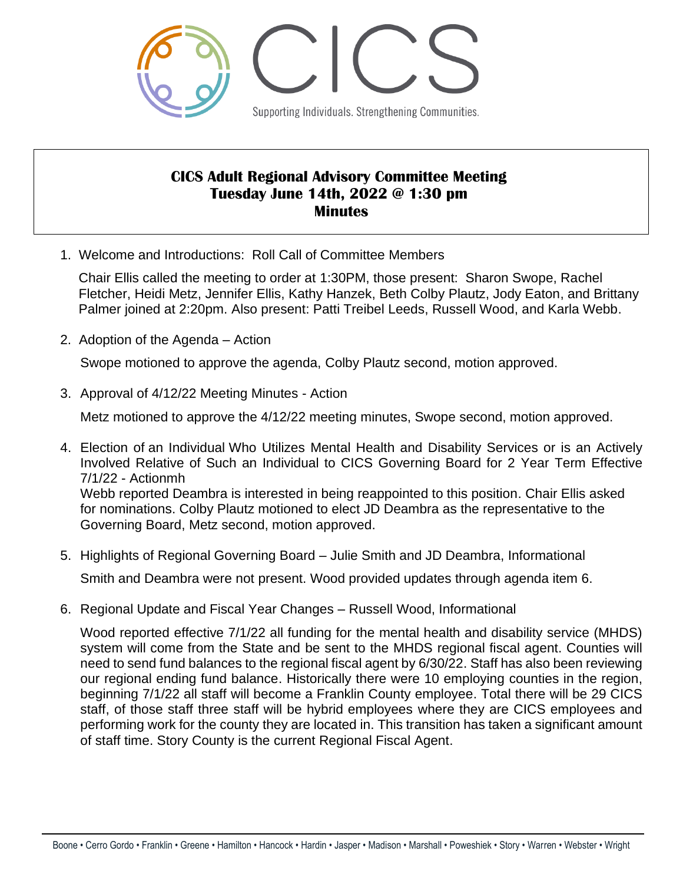CICS

Supporting Individuals. Strengthening Communities.

# CICS Adult Regional Advisory Committee Meeting
## Tuesday June 14th, 2022 @ 1:30 pm
## Minutes

1. Welcome and Introductions: Roll Call of Committee Members

   Chair Ellis called the meeting to order at 1:30PM, those present: Sharon Swope, Rachel Fletcher, Heidi Metz, Jennifer Ellis, Kathy Hanzek, Beth Colby Plautz, Jody Eaton, and Brittany Palmer joined at 2:20pm. Also present: Patti Treibel Leeds, Russell Wood, and Karla Webb.

2. Adoption of the Agenda – Action

   Swope motioned to approve the agenda, Colby Plautz second, motion approved.

3. Approval of 4/12/22 Meeting Minutes - Action

   Metz motioned to approve the 4/12/22 meeting minutes, Swope second, motion approved.

4. Election of an Individual Who Utilizes Mental Health and Disability Services or is an Actively Involved Relative of Such an Individual to CICS Governing Board for 2 Year Term Effective 7/1/22 - Actionmh
   Webb reported Deambra is interested in being reappointed to this position. Chair Ellis asked for nominations. Colby Plautz motioned to elect JD Deambra as the representative to the Governing Board, Metz second, motion approved.

5. Highlights of Regional Governing Board – Julie Smith and JD Deambra, Informational

   Smith and Deambra were not present. Wood provided updates through agenda item 6.

6. Regional Update and Fiscal Year Changes – Russell Wood, Informational

   Wood reported effective 7/1/22 all funding for the mental health and disability service (MHDS) system will come from the State and be sent to the MHDS regional fiscal agent. Counties will need to send fund balances to the regional fiscal agent by 6/30/22. Staff has also been reviewing our regional ending fund balance. Historically there were 10 employing counties in the region, beginning 7/1/22 all staff will become a Franklin County employee. Total there will be 29 CICS staff, of those staff three staff will be hybrid employees where they are CICS employees and performing work for the county they are located in. This transition has taken a significant amount of staff time. Story County is the current Regional Fiscal Agent.

Boone • Cerro Gordo • Franklin • Greene • Hamilton • Hancock • Hardin • Jasper • Madison • Marshall • Poweshiek • Story • Warren • Webster • Wright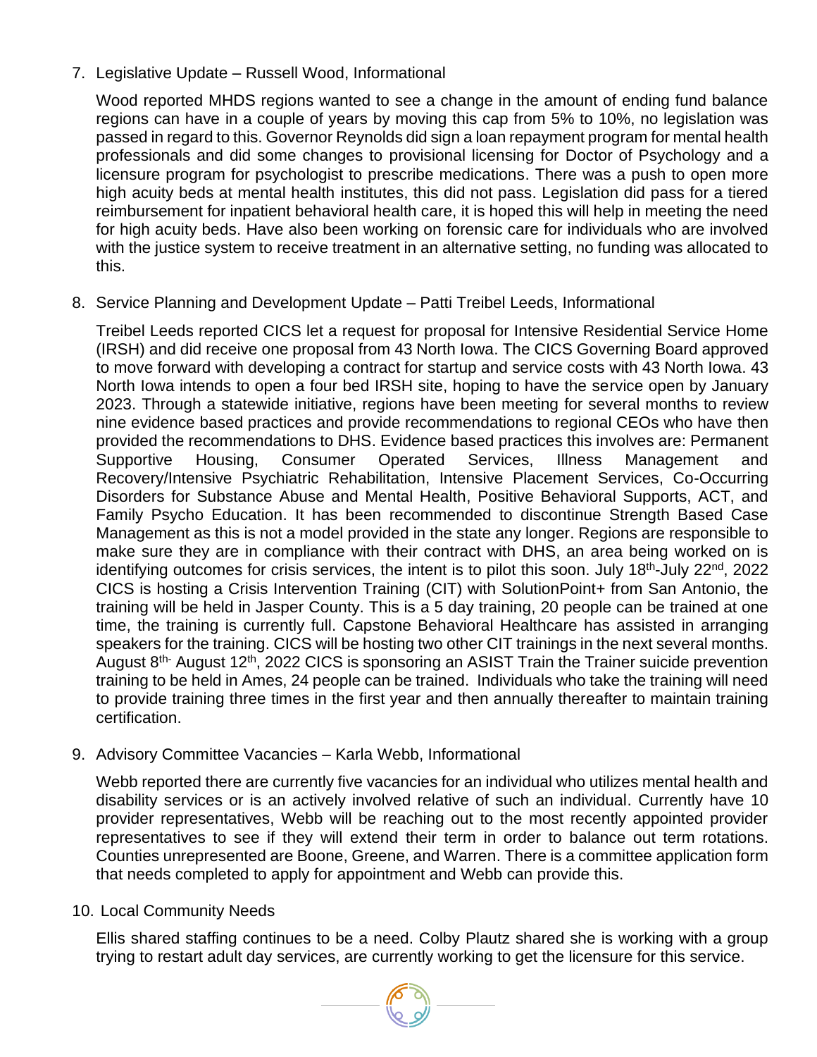7. Legislative Update – Russell Wood, Informational

   Wood reported MHDS regions wanted to see a change in the amount of ending fund balance regions can have in a couple of years by moving this cap from 5% to 10%, no legislation was passed in regard to this. Governor Reynolds did sign a loan repayment program for mental health professionals and did some changes to provisional licensing for Doctor of Psychology and a licensure program for psychologist to prescribe medications. There was a push to open more high acuity beds at mental health institutes, this did not pass. Legislation did pass for a tiered reimbursement for inpatient behavioral health care, it is hoped this will help in meeting the need for high acuity beds. Have also been working on forensic care for individuals who are involved with the justice system to receive treatment in an alternative setting, no funding was allocated to this.

8. Service Planning and Development Update – Patti Treibel Leeds, Informational

   Treibel Leeds reported CICS let a request for proposal for Intensive Residential Service Home (IRSH) and did receive one proposal from 43 North Iowa. The CICS Governing Board approved to move forward with developing a contract for startup and service costs with 43 North Iowa. 43 North Iowa intends to open a four bed IRSH site, hoping to have the service open by January 2023. Through a statewide initiative, regions have been meeting for several months to review nine evidence based practices and provide recommendations to regional CEOs who have then provided the recommendations to DHS. Evidence based practices this involves are: Permanent Supportive Housing, Consumer Operated Services, Illness Management and Recovery/Intensive Psychiatric Rehabilitation, Intensive Placement Services, Co-Occurring Disorders for Substance Abuse and Mental Health, Positive Behavioral Supports, ACT, and Family Psycho Education. It has been recommended to discontinue Strength Based Case Management as this is not a model provided in the state any longer. Regions are responsible to make sure they are in compliance with their contract with DHS, an area being worked on is identifying outcomes for crisis services, the intent is to pilot this soon. July 18th-July 22nd, 2022 CICS is hosting a Crisis Intervention Training (CIT) with SolutionPoint+ from San Antonio, the training will be held in Jasper County. This is a 5 day training, 20 people can be trained at one time, the training is currently full. Capstone Behavioral Healthcare has assisted in arranging speakers for the training. CICS will be hosting two other CIT trainings in the next several months. August 8th- August 12th, 2022 CICS is sponsoring an ASIST Train the Trainer suicide prevention training to be held in Ames, 24 people can be trained. Individuals who take the training will need to provide training three times in the first year and then annually thereafter to maintain training certification.

9. Advisory Committee Vacancies – Karla Webb, Informational

   Webb reported there are currently five vacancies for an individual who utilizes mental health and disability services or is an actively involved relative of such an individual. Currently have 10 provider representatives, Webb will be reaching out to the most recently appointed provider representatives to see if they will extend their term in order to balance out term rotations. Counties unrepresented are Boone, Greene, and Warren. There is a committee application form that needs completed to apply for appointment and Webb can provide this.

10. Local Community Needs

    Ellis shared staffing continues to be a need. Colby Plautz shared she is working with a group trying to restart adult day services, are currently working to get the licensure for this service.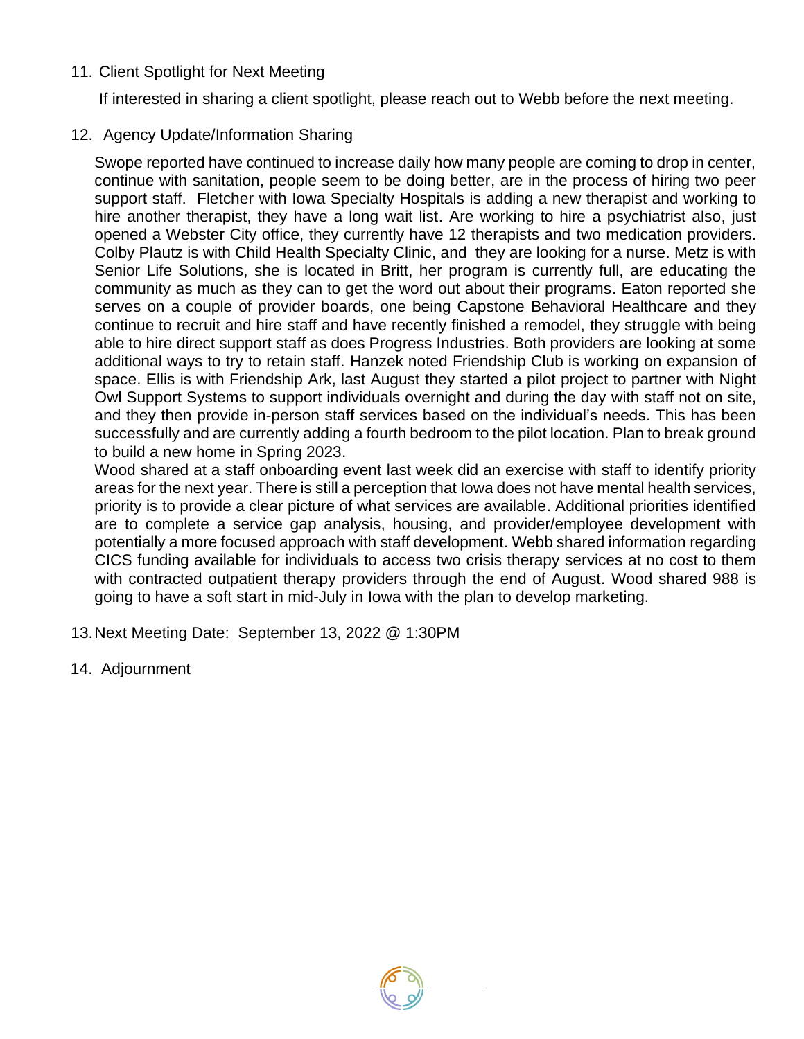11. Client Spotlight for Next Meeting

    If interested in sharing a client spotlight, please reach out to Webb before the next meeting.

12. Agency Update/Information Sharing

    Swope reported have continued to increase daily how many people are coming to drop in center, continue with sanitation, people seem to be doing better, are in the process of hiring two peer support staff. Fletcher with Iowa Specialty Hospitals is adding a new therapist and working to hire another therapist, they have a long wait list. Are working to hire a psychiatrist also, just opened a Webster City office, they currently have 12 therapists and two medication providers. Colby Plautz is with Child Health Specialty Clinic, and they are looking for a nurse. Metz is with Senior Life Solutions, she is located in Britt, her program is currently full, are educating the community as much as they can to get the word out about their programs. Eaton reported she serves on a couple of provider boards, one being Capstone Behavioral Healthcare and they continue to recruit and hire staff and have recently finished a remodel, they struggle with being able to hire direct support staff as does Progress Industries. Both providers are looking at some additional ways to try to retain staff. Hanzek noted Friendship Club is working on expansion of space. Ellis is with Friendship Ark, last August they started a pilot project to partner with Night Owl Support Systems to support individuals overnight and during the day with staff not on site, and they then provide in-person staff services based on the individual's needs. This has been successfully and are currently adding a fourth bedroom to the pilot location. Plan to break ground to build a new home in Spring 2023.

    Wood shared at a staff onboarding event last week did an exercise with staff to identify priority areas for the next year. There is still a perception that Iowa does not have mental health services, priority is to provide a clear picture of what services are available. Additional priorities identified are to complete a service gap analysis, housing, and provider/employee development with potentially a more focused approach with staff development. Webb shared information regarding CICS funding available for individuals to access two crisis therapy services at no cost to them with contracted outpatient therapy providers through the end of August. Wood shared 988 is going to have a soft start in mid-July in Iowa with the plan to develop marketing.

13. Next Meeting Date: September 13, 2022 @ 1:30PM

14. Adjournment